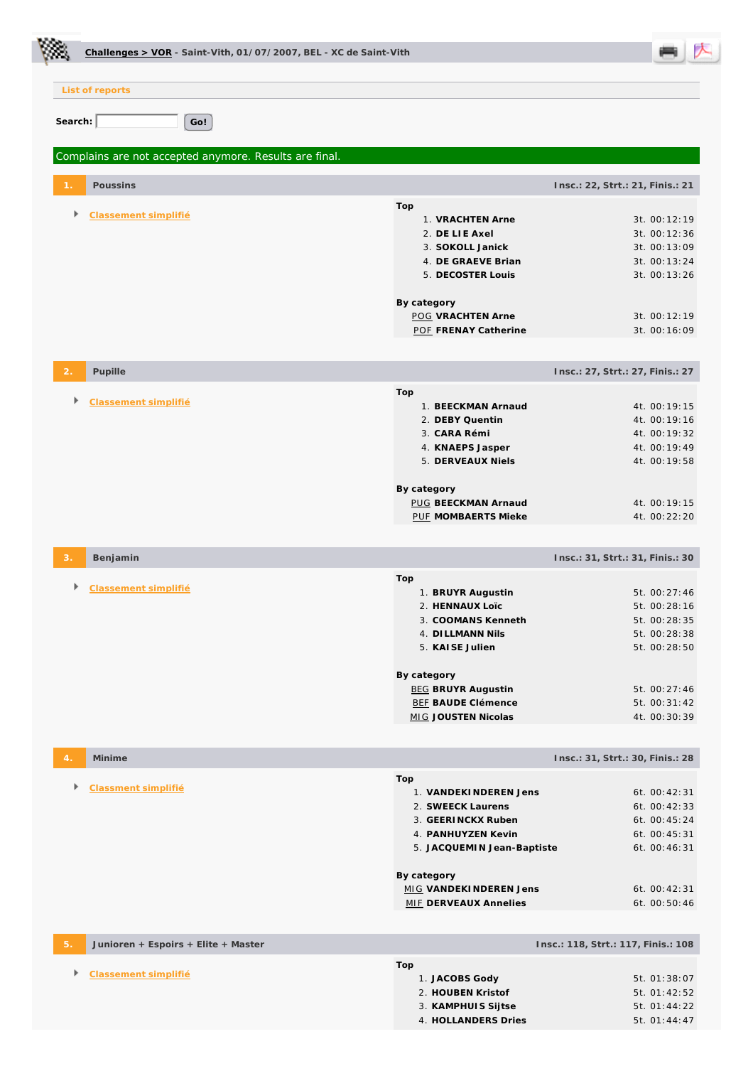**Challenges > VOR** - Saint-Vith, 01/07/2007, BEL - XC de Saint-Vith

List of reports

Search: Go!

Complains are not accepted anymore. Results are final.

## 1. Poussins

Insc.: 22, Strt.: 21, Finis.: 21

- Classement simplifié

**Top**

| | | |
|---|---|---|
| 1. | **VRACHTEN Arne** | 3t. 00:12:19 |
| 2. | **DE LIE Axel** | 3t. 00:12:36 |
| 3. | **SOKOLL Janick** | 3t. 00:13:09 |
| 4. | **DE GRAEVE Brian** | 3t. 00:13:24 |
| 5. | **DECOSTER Louis** | 3t. 00:13:26 |

**By category**

| | | |
|---|---|---|
| POG | **VRACHTEN Arne** | 3t. 00:12:19 |
| POF | **FRENAY Catherine** | 3t. 00:16:09 |

## 2. Pupille

Insc.: 27, Strt.: 27, Finis.: 27

- Classement simplifié

**Top**

| | | |
|---|---|---|
| 1. | **BEECKMAN Arnaud** | 4t. 00:19:15 |
| 2. | **DEBY Quentin** | 4t. 00:19:16 |
| 3. | **CARA Rémi** | 4t. 00:19:32 |
| 4. | **KNAEPS Jasper** | 4t. 00:19:49 |
| 5. | **DERVEAUX Niels** | 4t. 00:19:58 |

**By category**

| | | |
|---|---|---|
| PUG | **BEECKMAN Arnaud** | 4t. 00:19:15 |
| PUF | **MOMBAERTS Mieke** | 4t. 00:22:20 |

## 3. Benjamin

Insc.: 31, Strt.: 31, Finis.: 30

- Classement simplifié

**Top**

| | | |
|---|---|---|
| 1. | **BRUYR Augustin** | 5t. 00:27:46 |
| 2. | **HENNAUX Loïc** | 5t. 00:28:16 |
| 3. | **COOMANS Kenneth** | 5t. 00:28:35 |
| 4. | **DILLMANN Nils** | 5t. 00:28:38 |
| 5. | **KAISE Julien** | 5t. 00:28:50 |

**By category**

| | | |
|---|---|---|
| BEG | **BRUYR Augustin** | 5t. 00:27:46 |
| BEF | **BAUDE Clémence** | 5t. 00:31:42 |
| MIG | **JOUSTEN Nicolas** | 4t. 00:30:39 |

## 4. Minime

Insc.: 31, Strt.: 30, Finis.: 28

- Classment simplifié

**Top**

| | | |
|---|---|---|
| 1. | **VANDEKINDEREN Jens** | 6t. 00:42:31 |
| 2. | **SWEECK Laurens** | 6t. 00:42:33 |
| 3. | **GEERINCKX Ruben** | 6t. 00:45:24 |
| 4. | **PANHUYZEN Kevin** | 6t. 00:45:31 |
| 5. | **JACQUEMIN Jean-Baptiste** | 6t. 00:46:31 |

**By category**

| | | |
|---|---|---|
| MIG | **VANDEKINDEREN Jens** | 6t. 00:42:31 |
| MIF | **DERVEAUX Annelies** | 6t. 00:50:46 |

## 5. Junioren + Espoirs + Elite + Master

Insc.: 118, Strt.: 117, Finis.: 108

- Classement simplifié

**Top**

| | | |
|---|---|---|
| 1. | **JACOBS Gody** | 5t. 01:38:07 |
| 2. | **HOUBEN Kristof** | 5t. 01:42:52 |
| 3. | **KAMPHUIS Sijtse** | 5t. 01:44:22 |
| 4. | **HOLLANDERS Dries** | 5t. 01:44:47 |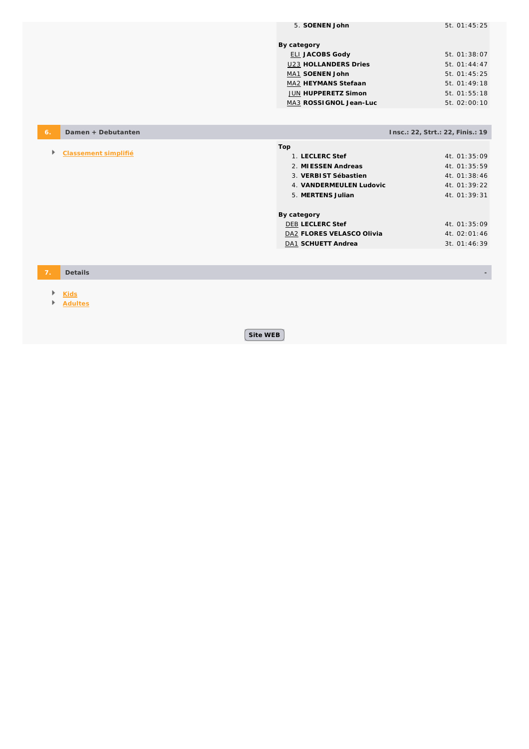| | | |
|---|---|---|
| 5. | **SOENEN John** | 5t. 01:45:25 |

**By category**

| | | |
|---|---|---|
| ELI | **JACOBS Gody** | 5t. 01:38:07 |
| U23 | **HOLLANDERS Dries** | 5t. 01:44:47 |
| MA1 | **SOENEN John** | 5t. 01:45:25 |
| MA2 | **HEYMANS Stefaan** | 5t. 01:49:18 |
| JUN | **HUPPERETZ Simon** | 5t. 01:55:18 |
| MA3 | **ROSSIGNOL Jean-Luc** | 5t. 02:00:10 |

## 6. Damen + Debutanten

**Insc.: 22, Strt.: 22, Finis.: 19**

- Classement simplifié

**Top**

| | | |
|---|---|---|
| 1. | **LECLERC Stef** | 4t. 01:35:09 |
| 2. | **MIESSEN Andreas** | 4t. 01:35:59 |
| 3. | **VERBIST Sébastien** | 4t. 01:38:46 |
| 4. | **VANDERMEULEN Ludovic** | 4t. 01:39:22 |
| 5. | **MERTENS Julian** | 4t. 01:39:31 |

**By category**

| | | |
|---|---|---|
| DEB | **LECLERC Stef** | 4t. 01:35:09 |
| DA2 | **FLORES VELASCO Olivia** | 4t. 02:01:46 |
| DA1 | **SCHUETT Andrea** | 3t. 01:46:39 |

## 7. Details

-

- Kids
- Adultes

Site WEB